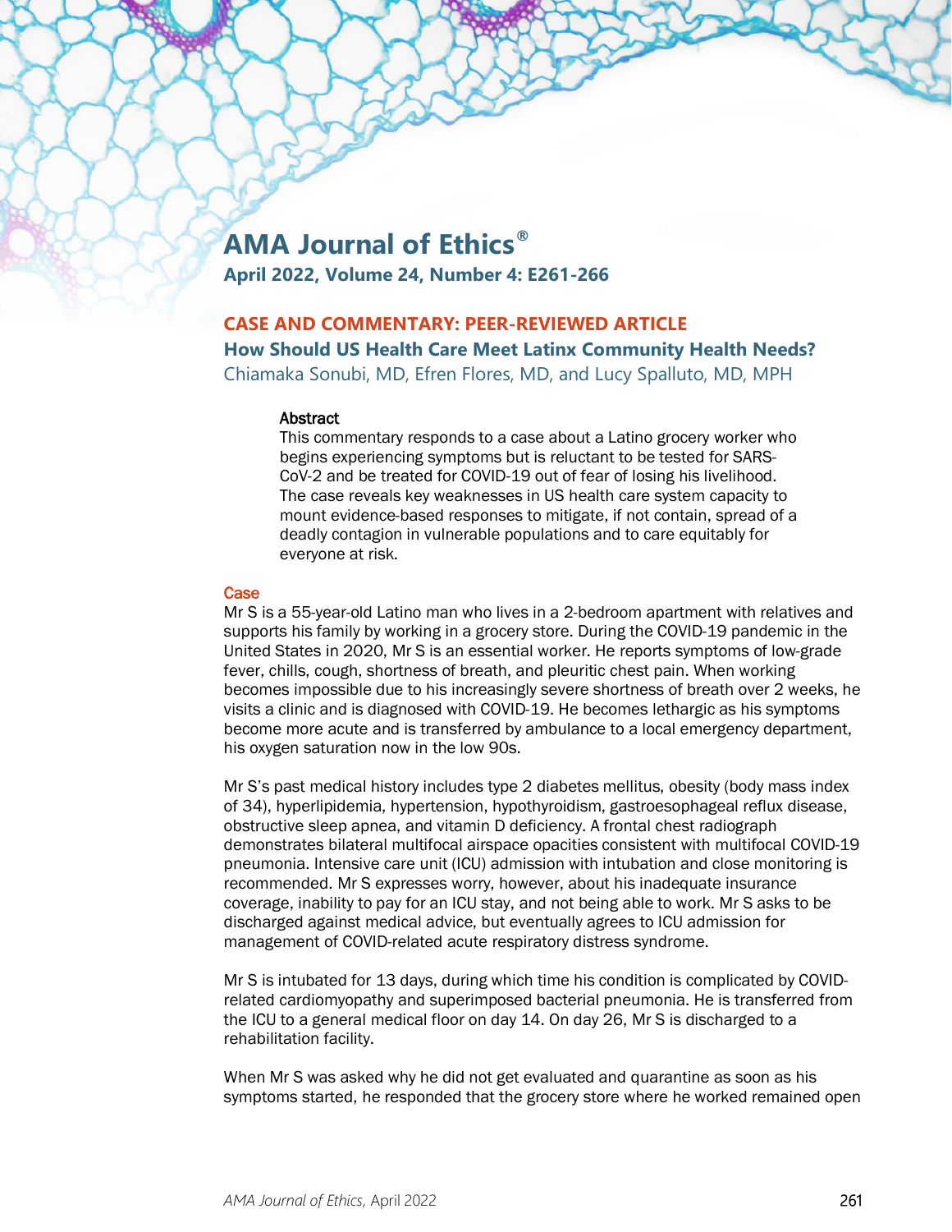# AMA Journal of Ethics®

**April 2022, Volume 24, Number 4: E261-266**

**CASE AND COMMENTARY: PEER-REVIEWED ARTICLE**

## How Should US Health Care Meet Latinx Community Health Needs?

Chiamaka Sonubi, MD, Efren Flores, MD, and Lucy Spalluto, MD, MPH

### Abstract

This commentary responds to a case about a Latino grocery worker who begins experiencing symptoms but is reluctant to be tested for SARS-CoV-2 and be treated for COVID-19 out of fear of losing his livelihood. The case reveals key weaknesses in US health care system capacity to mount evidence-based responses to mitigate, if not contain, spread of a deadly contagion in vulnerable populations and to care equitably for everyone at risk.

### Case

Mr S is a 55-year-old Latino man who lives in a 2-bedroom apartment with relatives and supports his family by working in a grocery store. During the COVID-19 pandemic in the United States in 2020, Mr S is an essential worker. He reports symptoms of low-grade fever, chills, cough, shortness of breath, and pleuritic chest pain. When working becomes impossible due to his increasingly severe shortness of breath over 2 weeks, he visits a clinic and is diagnosed with COVID-19. He becomes lethargic as his symptoms become more acute and is transferred by ambulance to a local emergency department, his oxygen saturation now in the low 90s.

Mr S's past medical history includes type 2 diabetes mellitus, obesity (body mass index of 34), hyperlipidemia, hypertension, hypothyroidism, gastroesophageal reflux disease, obstructive sleep apnea, and vitamin D deficiency. A frontal chest radiograph demonstrates bilateral multifocal airspace opacities consistent with multifocal COVID-19 pneumonia. Intensive care unit (ICU) admission with intubation and close monitoring is recommended. Mr S expresses worry, however, about his inadequate insurance coverage, inability to pay for an ICU stay, and not being able to work. Mr S asks to be discharged against medical advice, but eventually agrees to ICU admission for management of COVID-related acute respiratory distress syndrome.

Mr S is intubated for 13 days, during which time his condition is complicated by COVID-related cardiomyopathy and superimposed bacterial pneumonia. He is transferred from the ICU to a general medical floor on day 14. On day 26, Mr S is discharged to a rehabilitation facility.

When Mr S was asked why he did not get evaluated and quarantine as soon as his symptoms started, he responded that the grocery store where he worked remained open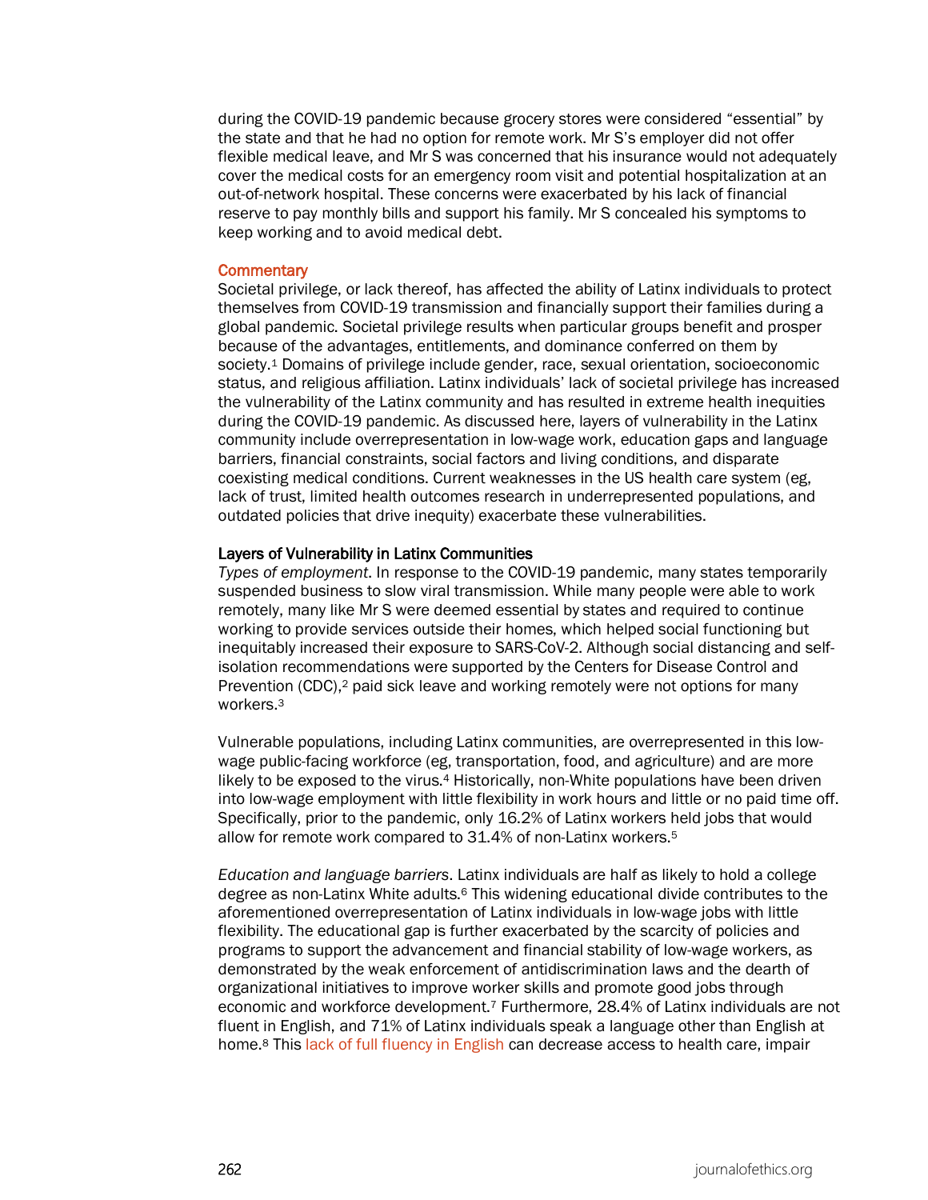during the COVID-19 pandemic because grocery stores were considered "essential" by the state and that he had no option for remote work. Mr S's employer did not offer flexible medical leave, and Mr S was concerned that his insurance would not adequately cover the medical costs for an emergency room visit and potential hospitalization at an out-of-network hospital. These concerns were exacerbated by his lack of financial reserve to pay monthly bills and support his family. Mr S concealed his symptoms to keep working and to avoid medical debt.

## Commentary

Societal privilege, or lack thereof, has affected the ability of Latinx individuals to protect themselves from COVID-19 transmission and financially support their families during a global pandemic. Societal privilege results when particular groups benefit and prosper because of the advantages, entitlements, and dominance conferred on them by society.[1] Domains of privilege include gender, race, sexual orientation, socioeconomic status, and religious affiliation. Latinx individuals' lack of societal privilege has increased the vulnerability of the Latinx community and has resulted in extreme health inequities during the COVID-19 pandemic. As discussed here, layers of vulnerability in the Latinx community include overrepresentation in low-wage work, education gaps and language barriers, financial constraints, social factors and living conditions, and disparate coexisting medical conditions. Current weaknesses in the US health care system (eg, lack of trust, limited health outcomes research in underrepresented populations, and outdated policies that drive inequity) exacerbate these vulnerabilities.

### Layers of Vulnerability in Latinx Communities

*Types of employment*. In response to the COVID-19 pandemic, many states temporarily suspended business to slow viral transmission. While many people were able to work remotely, many like Mr S were deemed essential by states and required to continue working to provide services outside their homes, which helped social functioning but inequitably increased their exposure to SARS-CoV-2. Although social distancing and self-isolation recommendations were supported by the Centers for Disease Control and Prevention (CDC),[2] paid sick leave and working remotely were not options for many workers.[3]

Vulnerable populations, including Latinx communities, are overrepresented in this low-wage public-facing workforce (eg, transportation, food, and agriculture) and are more likely to be exposed to the virus.[4] Historically, non-White populations have been driven into low-wage employment with little flexibility in work hours and little or no paid time off. Specifically, prior to the pandemic, only 16.2% of Latinx workers held jobs that would allow for remote work compared to 31.4% of non-Latinx workers.[5]

*Education and language barriers*. Latinx individuals are half as likely to hold a college degree as non-Latinx White adults.[6] This widening educational divide contributes to the aforementioned overrepresentation of Latinx individuals in low-wage jobs with little flexibility. The educational gap is further exacerbated by the scarcity of policies and programs to support the advancement and financial stability of low-wage workers, as demonstrated by the weak enforcement of antidiscrimination laws and the dearth of organizational initiatives to improve worker skills and promote good jobs through economic and workforce development.[7] Furthermore, 28.4% of Latinx individuals are not fluent in English, and 71% of Latinx individuals speak a language other than English at home.[8] This lack of full fluency in English can decrease access to health care, impair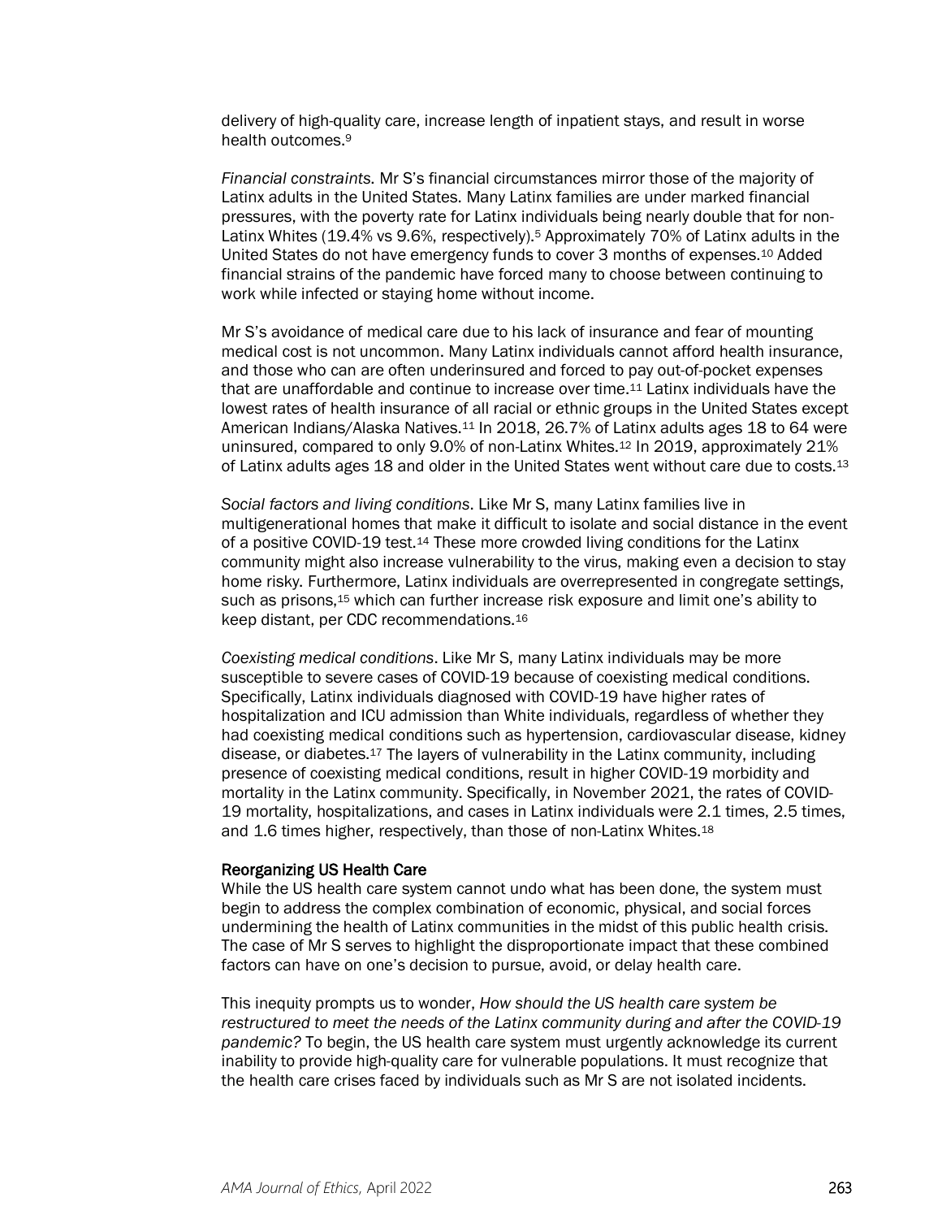delivery of high-quality care, increase length of inpatient stays, and result in worse health outcomes.[9]

*Financial constraints.* Mr S's financial circumstances mirror those of the majority of Latinx adults in the United States. Many Latinx families are under marked financial pressures, with the poverty rate for Latinx individuals being nearly double that for non-Latinx Whites (19.4% vs 9.6%, respectively).[5] Approximately 70% of Latinx adults in the United States do not have emergency funds to cover 3 months of expenses.[10] Added financial strains of the pandemic have forced many to choose between continuing to work while infected or staying home without income.

Mr S's avoidance of medical care due to his lack of insurance and fear of mounting medical cost is not uncommon. Many Latinx individuals cannot afford health insurance, and those who can are often underinsured and forced to pay out-of-pocket expenses that are unaffordable and continue to increase over time.[11] Latinx individuals have the lowest rates of health insurance of all racial or ethnic groups in the United States except American Indians/Alaska Natives.[11] In 2018, 26.7% of Latinx adults ages 18 to 64 were uninsured, compared to only 9.0% of non-Latinx Whites.[12] In 2019, approximately 21% of Latinx adults ages 18 and older in the United States went without care due to costs.[13]

*Social factors and living conditions*. Like Mr S, many Latinx families live in multigenerational homes that make it difficult to isolate and social distance in the event of a positive COVID-19 test.[14] These more crowded living conditions for the Latinx community might also increase vulnerability to the virus, making even a decision to stay home risky. Furthermore, Latinx individuals are overrepresented in congregate settings, such as prisons,[15] which can further increase risk exposure and limit one's ability to keep distant, per CDC recommendations.[16]

*Coexisting medical conditions*. Like Mr S, many Latinx individuals may be more susceptible to severe cases of COVID-19 because of coexisting medical conditions. Specifically, Latinx individuals diagnosed with COVID-19 have higher rates of hospitalization and ICU admission than White individuals, regardless of whether they had coexisting medical conditions such as hypertension, cardiovascular disease, kidney disease, or diabetes.[17] The layers of vulnerability in the Latinx community, including presence of coexisting medical conditions, result in higher COVID-19 morbidity and mortality in the Latinx community. Specifically, in November 2021, the rates of COVID-19 mortality, hospitalizations, and cases in Latinx individuals were 2.1 times, 2.5 times, and 1.6 times higher, respectively, than those of non-Latinx Whites.[18]

## Reorganizing US Health Care

While the US health care system cannot undo what has been done, the system must begin to address the complex combination of economic, physical, and social forces undermining the health of Latinx communities in the midst of this public health crisis. The case of Mr S serves to highlight the disproportionate impact that these combined factors can have on one's decision to pursue, avoid, or delay health care.

This inequity prompts us to wonder, *How should the US health care system be restructured to meet the needs of the Latinx community during and after the COVID-19 pandemic?* To begin, the US health care system must urgently acknowledge its current inability to provide high-quality care for vulnerable populations. It must recognize that the health care crises faced by individuals such as Mr S are not isolated incidents.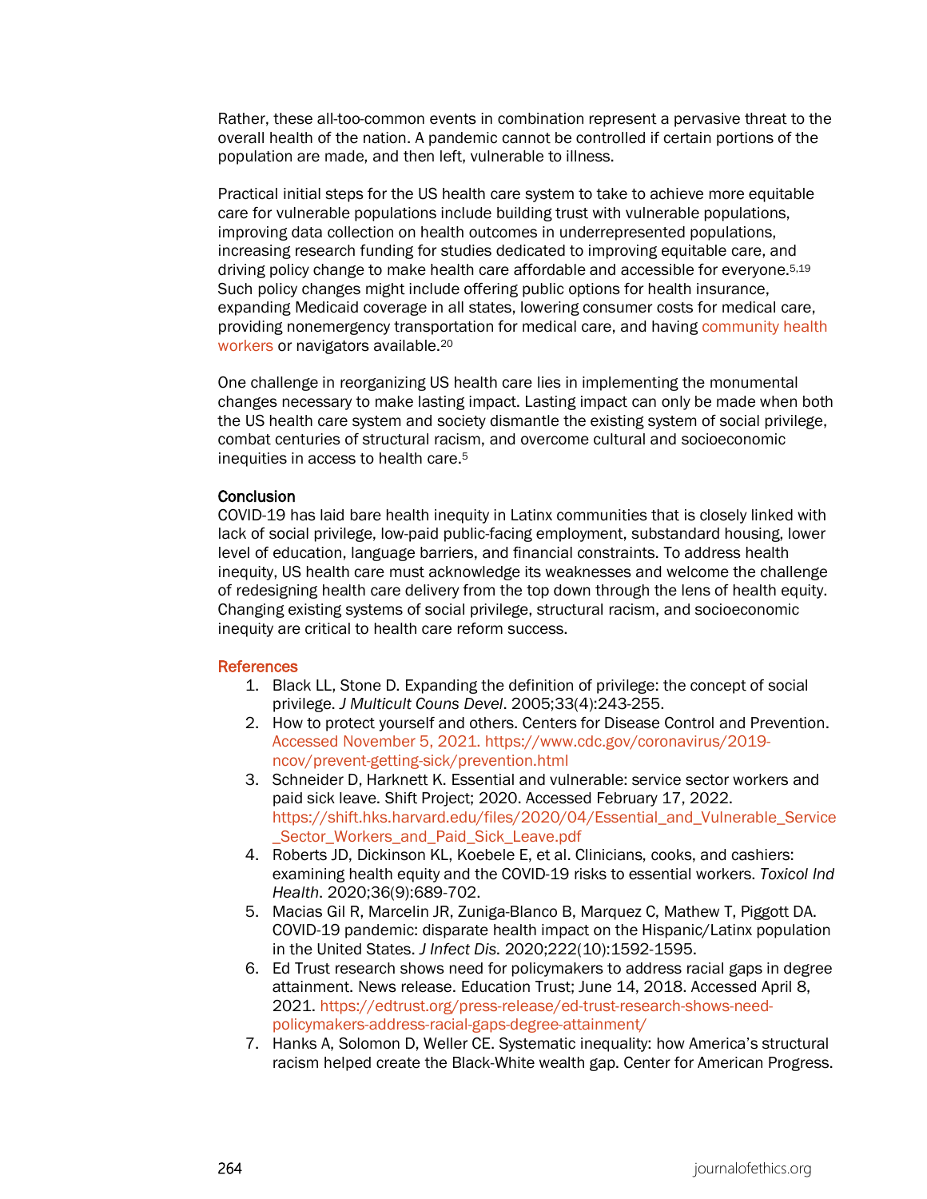Rather, these all-too-common events in combination represent a pervasive threat to the overall health of the nation. A pandemic cannot be controlled if certain portions of the population are made, and then left, vulnerable to illness.

Practical initial steps for the US health care system to take to achieve more equitable care for vulnerable populations include building trust with vulnerable populations, improving data collection on health outcomes in underrepresented populations, increasing research funding for studies dedicated to improving equitable care, and driving policy change to make health care affordable and accessible for everyone.[5,19] Such policy changes might include offering public options for health insurance, expanding Medicaid coverage in all states, lowering consumer costs for medical care, providing nonemergency transportation for medical care, and having community health workers or navigators available.[20]

One challenge in reorganizing US health care lies in implementing the monumental changes necessary to make lasting impact. Lasting impact can only be made when both the US health care system and society dismantle the existing system of social privilege, combat centuries of structural racism, and overcome cultural and socioeconomic inequities in access to health care.[5]

## Conclusion

COVID-19 has laid bare health inequity in Latinx communities that is closely linked with lack of social privilege, low-paid public-facing employment, substandard housing, lower level of education, language barriers, and financial constraints. To address health inequity, US health care must acknowledge its weaknesses and welcome the challenge of redesigning health care delivery from the top down through the lens of health equity. Changing existing systems of social privilege, structural racism, and socioeconomic inequity are critical to health care reform success.

## References

1. Black LL, Stone D. Expanding the definition of privilege: the concept of social privilege. *J Multicult Couns Devel*. 2005;33(4):243-255.
2. How to protect yourself and others. Centers for Disease Control and Prevention. Accessed November 5, 2021. https://www.cdc.gov/coronavirus/2019-ncov/prevent-getting-sick/prevention.html
3. Schneider D, Harknett K. Essential and vulnerable: service sector workers and paid sick leave. Shift Project; 2020. Accessed February 17, 2022. https://shift.hks.harvard.edu/files/2020/04/Essential_and_Vulnerable_Service_Sector_Workers_and_Paid_Sick_Leave.pdf
4. Roberts JD, Dickinson KL, Koebele E, et al. Clinicians, cooks, and cashiers: examining health equity and the COVID-19 risks to essential workers. *Toxicol Ind Health*. 2020;36(9):689-702.
5. Macias Gil R, Marcelin JR, Zuniga-Blanco B, Marquez C, Mathew T, Piggott DA. COVID-19 pandemic: disparate health impact on the Hispanic/Latinx population in the United States. *J Infect Dis*. 2020;222(10):1592-1595.
6. Ed Trust research shows need for policymakers to address racial gaps in degree attainment. News release. Education Trust; June 14, 2018. Accessed April 8, 2021. https://edtrust.org/press-release/ed-trust-research-shows-need-policymakers-address-racial-gaps-degree-attainment/
7. Hanks A, Solomon D, Weller CE. Systematic inequality: how America's structural racism helped create the Black-White wealth gap. Center for American Progress.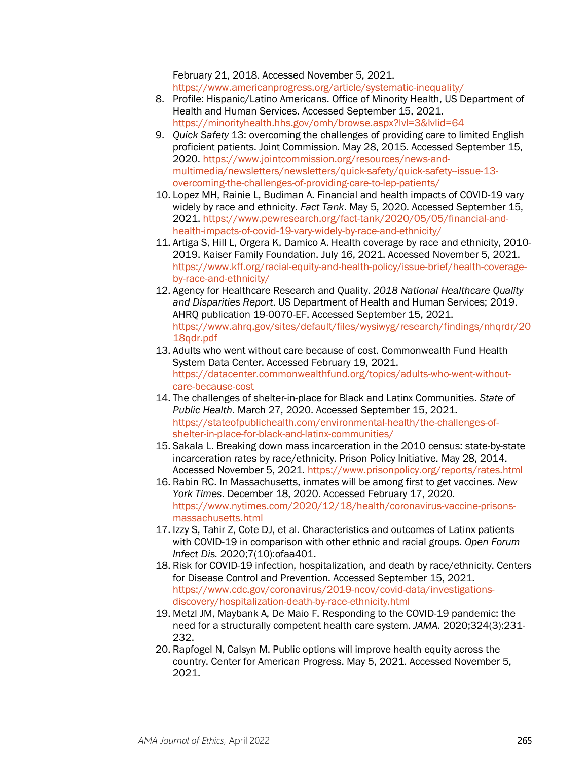February 21, 2018. Accessed November 5, 2021.
https://www.americanprogress.org/article/systematic-inequality/

8. Profile: Hispanic/Latino Americans. Office of Minority Health, US Department of Health and Human Services. Accessed September 15, 2021. https://minorityhealth.hhs.gov/omh/browse.aspx?lvl=3&lvlid=64
9. *Quick Safety* 13: overcoming the challenges of providing care to limited English proficient patients. Joint Commission. May 28, 2015. Accessed September 15, 2020. https://www.jointcommission.org/resources/news-and-multimedia/newsletters/newsletters/quick-safety/quick-safety--issue-13-overcoming-the-challenges-of-providing-care-to-lep-patients/
10. Lopez MH, Rainie L, Budiman A. Financial and health impacts of COVID-19 vary widely by race and ethnicity. *Fact Tank*. May 5, 2020. Accessed September 15, 2021. https://www.pewresearch.org/fact-tank/2020/05/05/financial-and-health-impacts-of-covid-19-vary-widely-by-race-and-ethnicity/
11. Artiga S, Hill L, Orgera K, Damico A. Health coverage by race and ethnicity, 2010-2019. Kaiser Family Foundation. July 16, 2021. Accessed November 5, 2021. https://www.kff.org/racial-equity-and-health-policy/issue-brief/health-coverage-by-race-and-ethnicity/
12. Agency for Healthcare Research and Quality. *2018 National Healthcare Quality and Disparities Report*. US Department of Health and Human Services; 2019. AHRQ publication 19-0070-EF. Accessed September 15, 2021. https://www.ahrq.gov/sites/default/files/wysiwyg/research/findings/nhqrdr/2018qdr.pdf
13. Adults who went without care because of cost. Commonwealth Fund Health System Data Center. Accessed February 19, 2021. https://datacenter.commonwealthfund.org/topics/adults-who-went-without-care-because-cost
14. The challenges of shelter-in-place for Black and Latinx Communities. *State of Public Health*. March 27, 2020. Accessed September 15, 2021. https://stateofpublichealth.com/environmental-health/the-challenges-of-shelter-in-place-for-black-and-latinx-communities/
15. Sakala L. Breaking down mass incarceration in the 2010 census: state-by-state incarceration rates by race/ethnicity. Prison Policy Initiative. May 28, 2014. Accessed November 5, 2021. https://www.prisonpolicy.org/reports/rates.html
16. Rabin RC. In Massachusetts, inmates will be among first to get vaccines. *New York Times*. December 18, 2020. Accessed February 17, 2020. https://www.nytimes.com/2020/12/18/health/coronavirus-vaccine-prisons-massachusetts.html
17. Izzy S, Tahir Z, Cote DJ, et al. Characteristics and outcomes of Latinx patients with COVID-19 in comparison with other ethnic and racial groups. *Open Forum Infect Dis.* 2020;7(10):ofaa401.
18. Risk for COVID-19 infection, hospitalization, and death by race/ethnicity. Centers for Disease Control and Prevention. Accessed September 15, 2021. https://www.cdc.gov/coronavirus/2019-ncov/covid-data/investigations-discovery/hospitalization-death-by-race-ethnicity.html
19. Metzl JM, Maybank A, De Maio F. Responding to the COVID-19 pandemic: the need for a structurally competent health care system. *JAMA*. 2020;324(3):231-232.
20. Rapfogel N, Calsyn M. Public options will improve health equity across the country. Center for American Progress. May 5, 2021. Accessed November 5, 2021.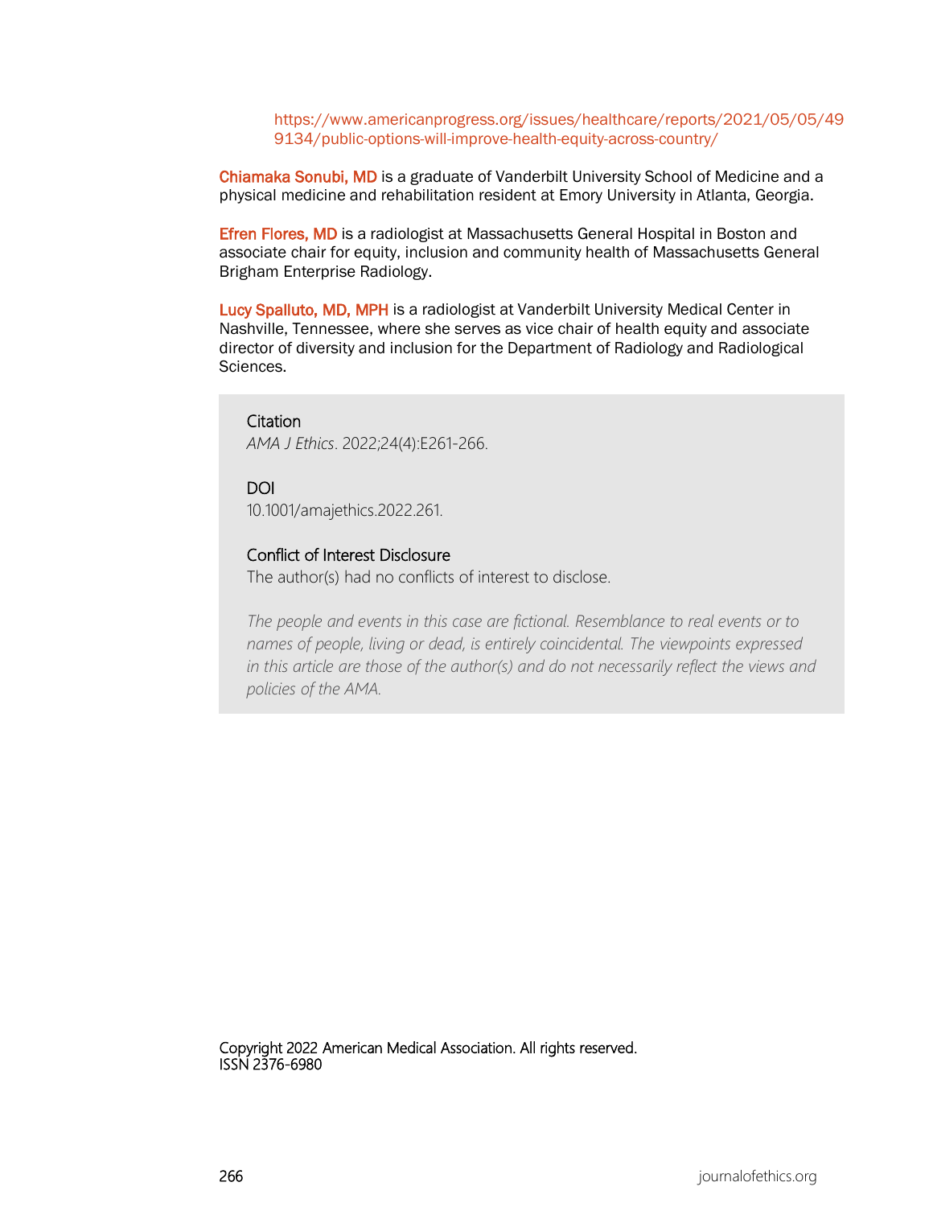https://www.americanprogress.org/issues/healthcare/reports/2021/05/05/499134/public-options-will-improve-health-equity-across-country/

**Chiamaka Sonubi, MD** is a graduate of Vanderbilt University School of Medicine and a physical medicine and rehabilitation resident at Emory University in Atlanta, Georgia.

**Efren Flores, MD** is a radiologist at Massachusetts General Hospital in Boston and associate chair for equity, inclusion and community health of Massachusetts General Brigham Enterprise Radiology.

**Lucy Spalluto, MD, MPH** is a radiologist at Vanderbilt University Medical Center in Nashville, Tennessee, where she serves as vice chair of health equity and associate director of diversity and inclusion for the Department of Radiology and Radiological Sciences.

Citation

*AMA J Ethics*. 2022;24(4):E261-266.

DOI

10.1001/amajethics.2022.261.

Conflict of Interest Disclosure

The author(s) had no conflicts of interest to disclose.

*The people and events in this case are fictional. Resemblance to real events or to names of people, living or dead, is entirely coincidental. The viewpoints expressed in this article are those of the author(s) and do not necessarily reflect the views and policies of the AMA.*

Copyright 2022 American Medical Association. All rights reserved.
ISSN 2376-6980